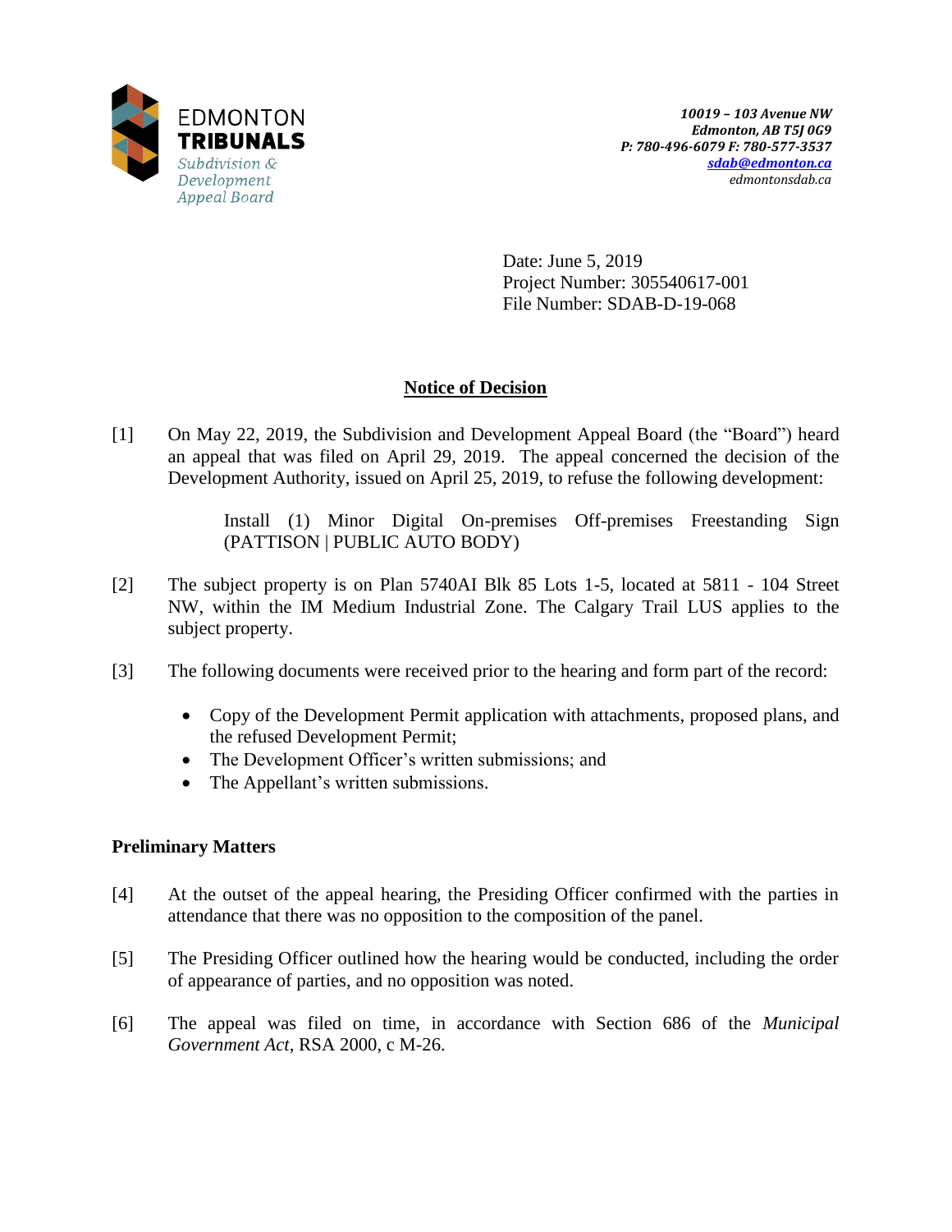EDMONTON **TRIBUNALS**
*Subdivision & Development Appeal Board*

***10019 – 103 Avenue NW***
***Edmonton, AB T5J 0G9***
***P: 780-496-6079 F: 780-577-3537***
***sdab@edmonton.ca***
*edmontonsdab.ca*

Date: June 5, 2019
Project Number: 305540617-001
File Number: SDAB-D-19-068

## Notice of Decision

[1] On May 22, 2019, the Subdivision and Development Appeal Board (the "Board") heard an appeal that was filed on April 29, 2019. The appeal concerned the decision of the Development Authority, issued on April 25, 2019, to refuse the following development:

> Install (1) Minor Digital On-premises Off-premises Freestanding Sign (PATTISON | PUBLIC AUTO BODY)

[2] The subject property is on Plan 5740AI Blk 85 Lots 1-5, located at 5811 - 104 Street NW, within the IM Medium Industrial Zone. The Calgary Trail LUS applies to the subject property.

[3] The following documents were received prior to the hearing and form part of the record:

- Copy of the Development Permit application with attachments, proposed plans, and the refused Development Permit;
- The Development Officer's written submissions; and
- The Appellant's written submissions.

### Preliminary Matters

[4] At the outset of the appeal hearing, the Presiding Officer confirmed with the parties in attendance that there was no opposition to the composition of the panel.

[5] The Presiding Officer outlined how the hearing would be conducted, including the order of appearance of parties, and no opposition was noted.

[6] The appeal was filed on time, in accordance with Section 686 of the *Municipal Government Act*, RSA 2000, c M-26.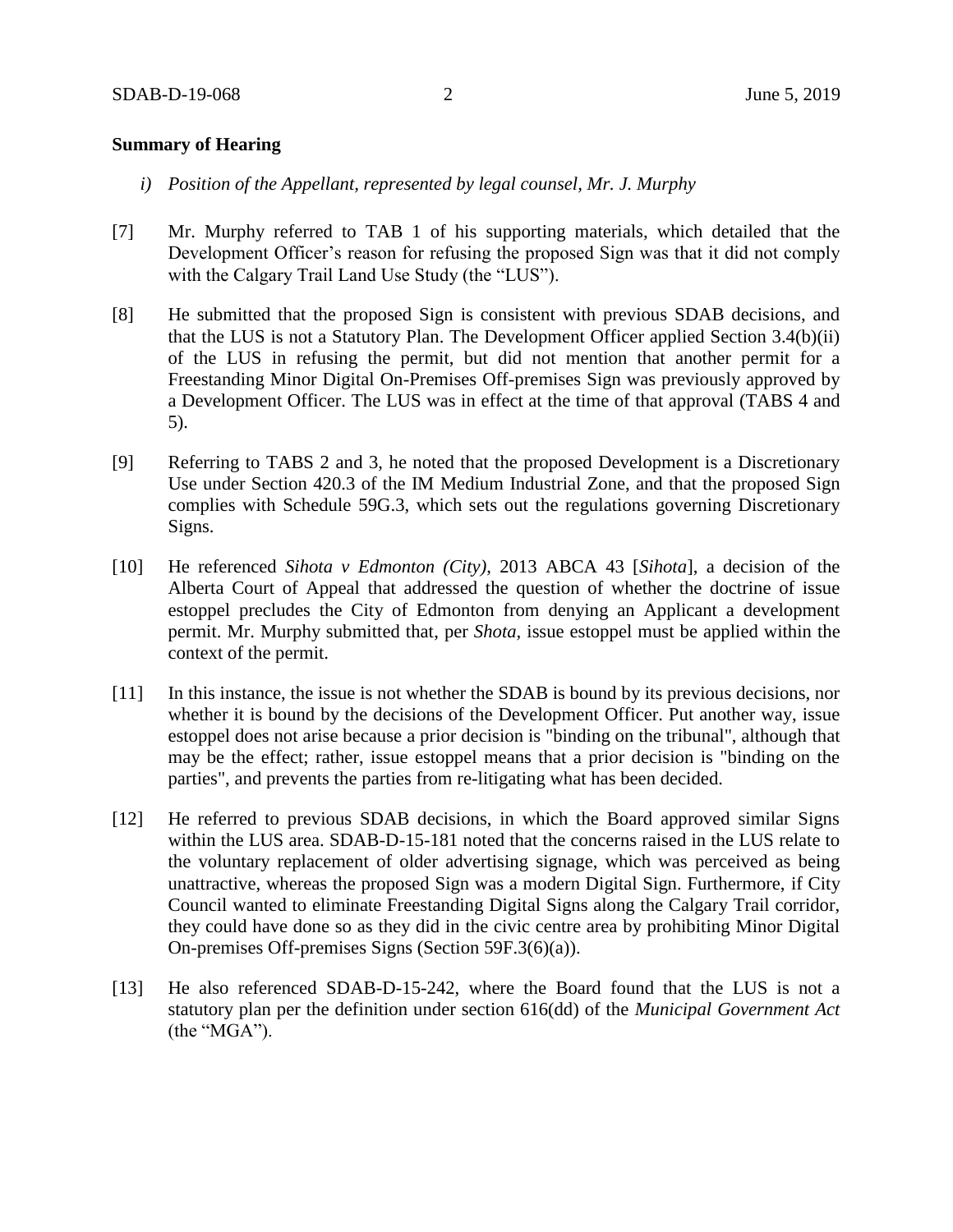**Summary of Hearing**

*i) Position of the Appellant, represented by legal counsel, Mr. J. Murphy*

[7] Mr. Murphy referred to TAB 1 of his supporting materials, which detailed that the Development Officer's reason for refusing the proposed Sign was that it did not comply with the Calgary Trail Land Use Study (the "LUS").

[8] He submitted that the proposed Sign is consistent with previous SDAB decisions, and that the LUS is not a Statutory Plan. The Development Officer applied Section 3.4(b)(ii) of the LUS in refusing the permit, but did not mention that another permit for a Freestanding Minor Digital On-Premises Off-premises Sign was previously approved by a Development Officer. The LUS was in effect at the time of that approval (TABS 4 and 5).

[9] Referring to TABS 2 and 3, he noted that the proposed Development is a Discretionary Use under Section 420.3 of the IM Medium Industrial Zone, and that the proposed Sign complies with Schedule 59G.3, which sets out the regulations governing Discretionary Signs.

[10] He referenced *Sihota v Edmonton (City)*, 2013 ABCA 43 [*Sihota*], a decision of the Alberta Court of Appeal that addressed the question of whether the doctrine of issue estoppel precludes the City of Edmonton from denying an Applicant a development permit. Mr. Murphy submitted that, per *Shota*, issue estoppel must be applied within the context of the permit.

[11] In this instance, the issue is not whether the SDAB is bound by its previous decisions, nor whether it is bound by the decisions of the Development Officer. Put another way, issue estoppel does not arise because a prior decision is "binding on the tribunal", although that may be the effect; rather, issue estoppel means that a prior decision is "binding on the parties", and prevents the parties from re-litigating what has been decided.

[12] He referred to previous SDAB decisions, in which the Board approved similar Signs within the LUS area. SDAB-D-15-181 noted that the concerns raised in the LUS relate to the voluntary replacement of older advertising signage, which was perceived as being unattractive, whereas the proposed Sign was a modern Digital Sign. Furthermore, if City Council wanted to eliminate Freestanding Digital Signs along the Calgary Trail corridor, they could have done so as they did in the civic centre area by prohibiting Minor Digital On-premises Off-premises Signs (Section 59F.3(6)(a)).

[13] He also referenced SDAB-D-15-242, where the Board found that the LUS is not a statutory plan per the definition under section 616(dd) of the *Municipal Government Act* (the "MGA").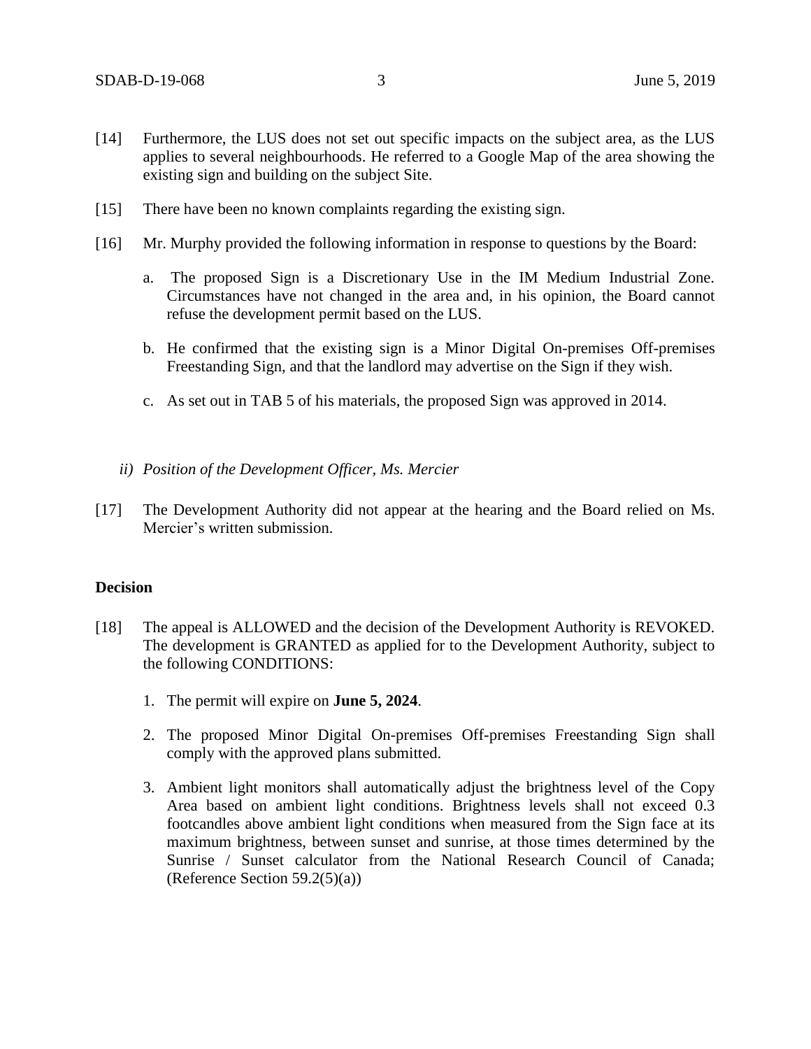[14] Furthermore, the LUS does not set out specific impacts on the subject area, as the LUS applies to several neighbourhoods. He referred to a Google Map of the area showing the existing sign and building on the subject Site.

[15] There have been no known complaints regarding the existing sign.

[16] Mr. Murphy provided the following information in response to questions by the Board:

a. The proposed Sign is a Discretionary Use in the IM Medium Industrial Zone. Circumstances have not changed in the area and, in his opinion, the Board cannot refuse the development permit based on the LUS.

b. He confirmed that the existing sign is a Minor Digital On-premises Off-premises Freestanding Sign, and that the landlord may advertise on the Sign if they wish.

c. As set out in TAB 5 of his materials, the proposed Sign was approved in 2014.

*ii) Position of the Development Officer, Ms. Mercier*

[17] The Development Authority did not appear at the hearing and the Board relied on Ms. Mercier's written submission.

**Decision**

[18] The appeal is ALLOWED and the decision of the Development Authority is REVOKED. The development is GRANTED as applied for to the Development Authority, subject to the following CONDITIONS:

1. The permit will expire on **June 5, 2024**.

2. The proposed Minor Digital On-premises Off-premises Freestanding Sign shall comply with the approved plans submitted.

3. Ambient light monitors shall automatically adjust the brightness level of the Copy Area based on ambient light conditions. Brightness levels shall not exceed 0.3 footcandles above ambient light conditions when measured from the Sign face at its maximum brightness, between sunset and sunrise, at those times determined by the Sunrise / Sunset calculator from the National Research Council of Canada; (Reference Section 59.2(5)(a))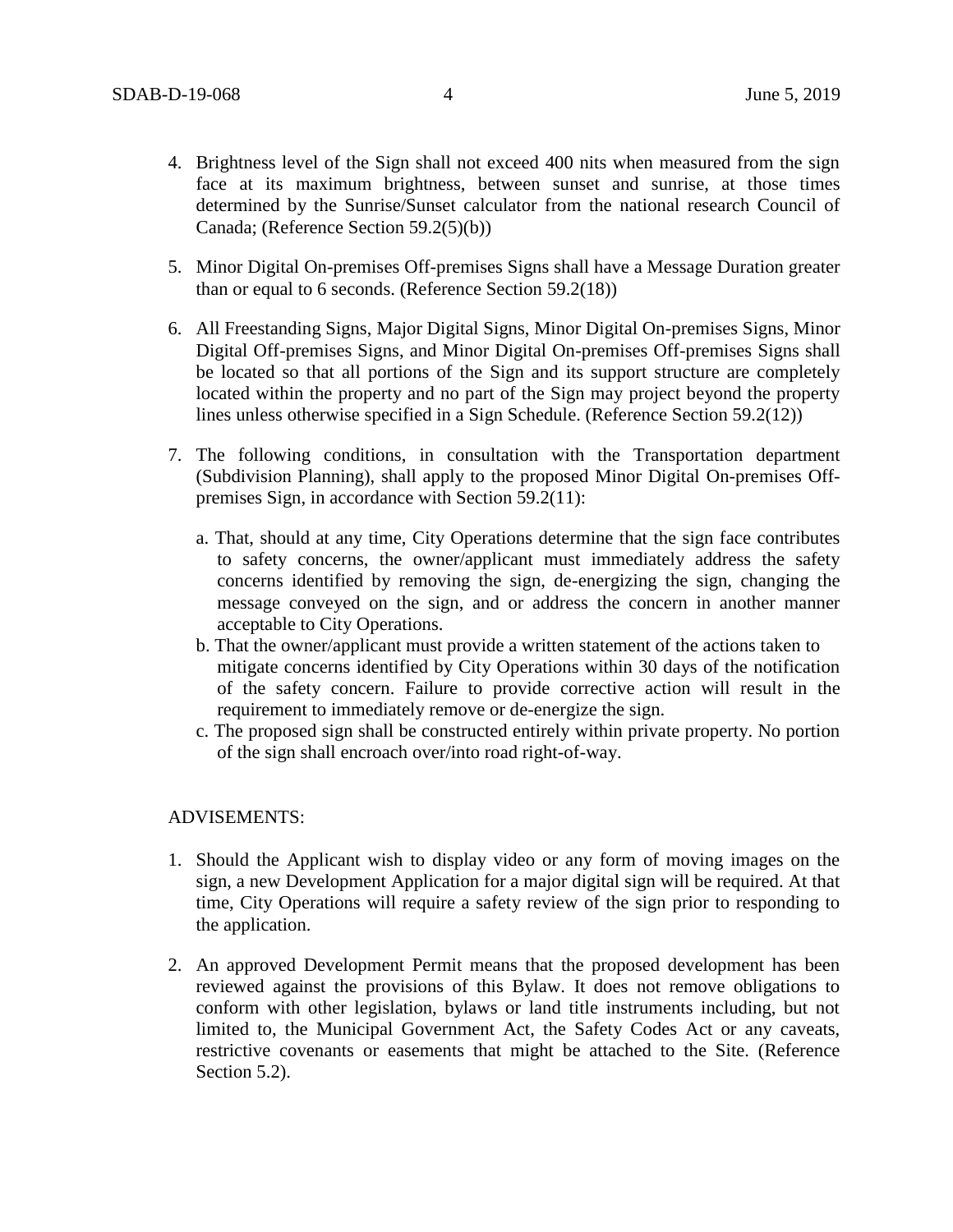4. Brightness level of the Sign shall not exceed 400 nits when measured from the sign face at its maximum brightness, between sunset and sunrise, at those times determined by the Sunrise/Sunset calculator from the national research Council of Canada; (Reference Section 59.2(5)(b))

5. Minor Digital On-premises Off-premises Signs shall have a Message Duration greater than or equal to 6 seconds. (Reference Section 59.2(18))

6. All Freestanding Signs, Major Digital Signs, Minor Digital On-premises Signs, Minor Digital Off-premises Signs, and Minor Digital On-premises Off-premises Signs shall be located so that all portions of the Sign and its support structure are completely located within the property and no part of the Sign may project beyond the property lines unless otherwise specified in a Sign Schedule. (Reference Section 59.2(12))

7. The following conditions, in consultation with the Transportation department (Subdivision Planning), shall apply to the proposed Minor Digital On-premises Off-premises Sign, in accordance with Section 59.2(11):

   a. That, should at any time, City Operations determine that the sign face contributes to safety concerns, the owner/applicant must immediately address the safety concerns identified by removing the sign, de-energizing the sign, changing the message conveyed on the sign, and or address the concern in another manner acceptable to City Operations.
   b. That the owner/applicant must provide a written statement of the actions taken to mitigate concerns identified by City Operations within 30 days of the notification of the safety concern. Failure to provide corrective action will result in the requirement to immediately remove or de-energize the sign.
   c. The proposed sign shall be constructed entirely within private property. No portion of the sign shall encroach over/into road right-of-way.

ADVISEMENTS:

1. Should the Applicant wish to display video or any form of moving images on the sign, a new Development Application for a major digital sign will be required. At that time, City Operations will require a safety review of the sign prior to responding to the application.

2. An approved Development Permit means that the proposed development has been reviewed against the provisions of this Bylaw. It does not remove obligations to conform with other legislation, bylaws or land title instruments including, but not limited to, the Municipal Government Act, the Safety Codes Act or any caveats, restrictive covenants or easements that might be attached to the Site. (Reference Section 5.2).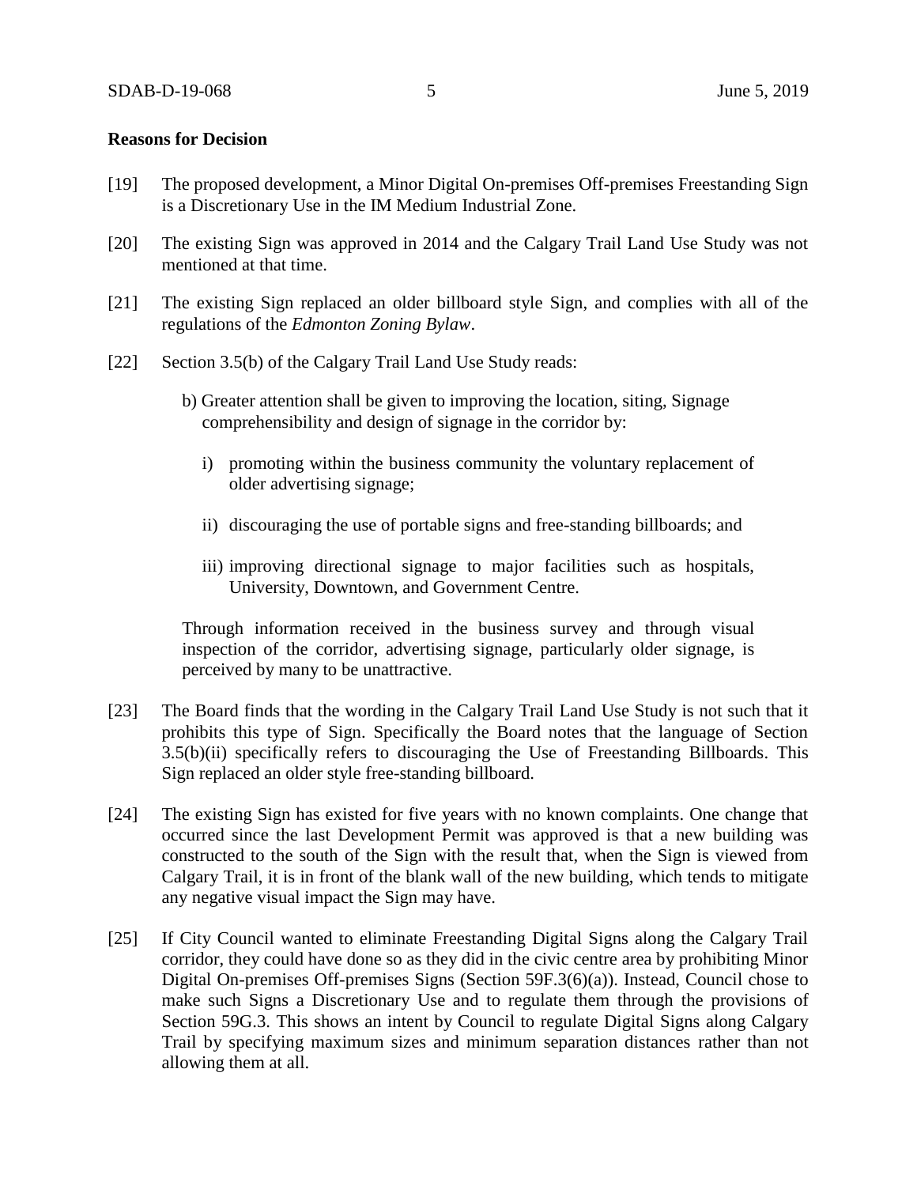**Reasons for Decision**

[19] The proposed development, a Minor Digital On-premises Off-premises Freestanding Sign is a Discretionary Use in the IM Medium Industrial Zone.

[20] The existing Sign was approved in 2014 and the Calgary Trail Land Use Study was not mentioned at that time.

[21] The existing Sign replaced an older billboard style Sign, and complies with all of the regulations of the *Edmonton Zoning Bylaw*.

[22] Section 3.5(b) of the Calgary Trail Land Use Study reads:

> b) Greater attention shall be given to improving the location, siting, Signage comprehensibility and design of signage in the corridor by:
>
> i) promoting within the business community the voluntary replacement of older advertising signage;
>
> ii) discouraging the use of portable signs and free-standing billboards; and
>
> iii) improving directional signage to major facilities such as hospitals, University, Downtown, and Government Centre.
>
> Through information received in the business survey and through visual inspection of the corridor, advertising signage, particularly older signage, is perceived by many to be unattractive.

[23] The Board finds that the wording in the Calgary Trail Land Use Study is not such that it prohibits this type of Sign. Specifically the Board notes that the language of Section 3.5(b)(ii) specifically refers to discouraging the Use of Freestanding Billboards. This Sign replaced an older style free-standing billboard.

[24] The existing Sign has existed for five years with no known complaints. One change that occurred since the last Development Permit was approved is that a new building was constructed to the south of the Sign with the result that, when the Sign is viewed from Calgary Trail, it is in front of the blank wall of the new building, which tends to mitigate any negative visual impact the Sign may have.

[25] If City Council wanted to eliminate Freestanding Digital Signs along the Calgary Trail corridor, they could have done so as they did in the civic centre area by prohibiting Minor Digital On-premises Off-premises Signs (Section 59F.3(6)(a)). Instead, Council chose to make such Signs a Discretionary Use and to regulate them through the provisions of Section 59G.3. This shows an intent by Council to regulate Digital Signs along Calgary Trail by specifying maximum sizes and minimum separation distances rather than not allowing them at all.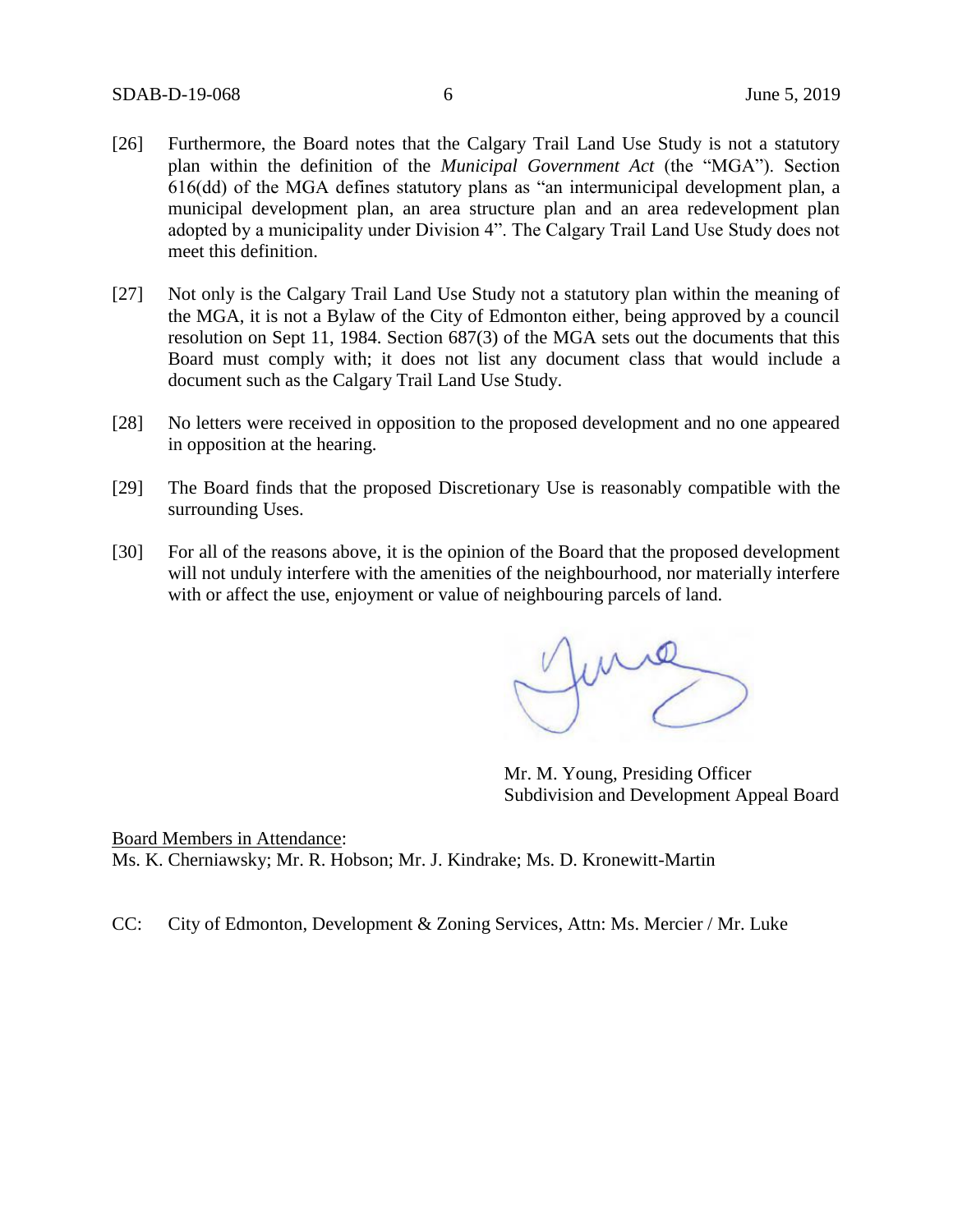[26] Furthermore, the Board notes that the Calgary Trail Land Use Study is not a statutory plan within the definition of the *Municipal Government Act* (the "MGA"). Section 616(dd) of the MGA defines statutory plans as "an intermunicipal development plan, a municipal development plan, an area structure plan and an area redevelopment plan adopted by a municipality under Division 4". The Calgary Trail Land Use Study does not meet this definition.

[27] Not only is the Calgary Trail Land Use Study not a statutory plan within the meaning of the MGA, it is not a Bylaw of the City of Edmonton either, being approved by a council resolution on Sept 11, 1984. Section 687(3) of the MGA sets out the documents that this Board must comply with; it does not list any document class that would include a document such as the Calgary Trail Land Use Study.

[28] No letters were received in opposition to the proposed development and no one appeared in opposition at the hearing.

[29] The Board finds that the proposed Discretionary Use is reasonably compatible with the surrounding Uses.

[30] For all of the reasons above, it is the opinion of the Board that the proposed development will not unduly interfere with the amenities of the neighbourhood, nor materially interfere with or affect the use, enjoyment or value of neighbouring parcels of land.

Mr. M. Young, Presiding Officer
Subdivision and Development Appeal Board

<u>Board Members in Attendance</u>:
Ms. K. Cherniawsky; Mr. R. Hobson; Mr. J. Kindrake; Ms. D. Kronewitt-Martin

CC: City of Edmonton, Development & Zoning Services, Attn: Ms. Mercier / Mr. Luke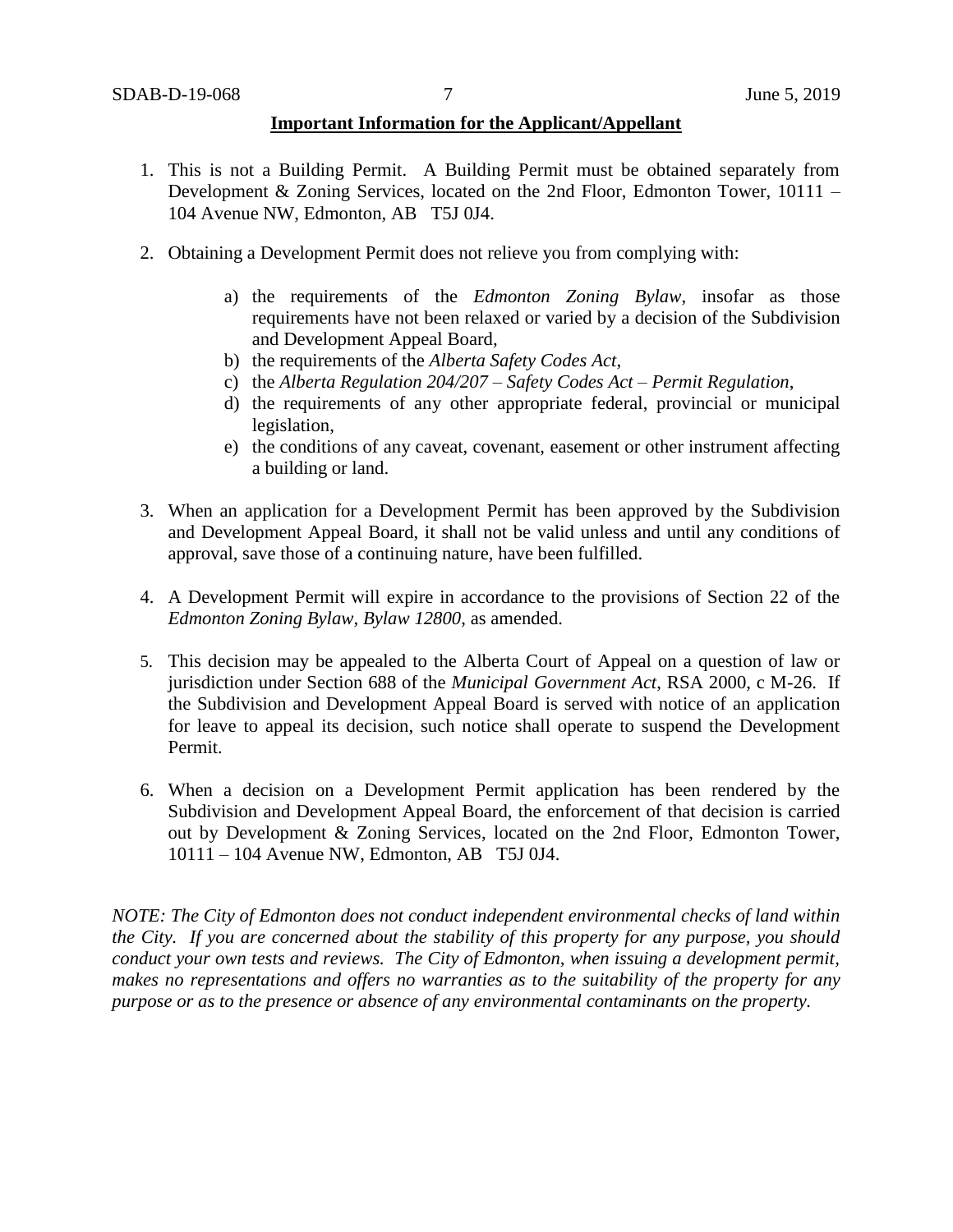**Important Information for the Applicant/Appellant**

1. This is not a Building Permit. A Building Permit must be obtained separately from Development & Zoning Services, located on the 2nd Floor, Edmonton Tower, 10111 – 104 Avenue NW, Edmonton, AB T5J 0J4.

2. Obtaining a Development Permit does not relieve you from complying with:

   a) the requirements of the *Edmonton Zoning Bylaw*, insofar as those requirements have not been relaxed or varied by a decision of the Subdivision and Development Appeal Board,
   b) the requirements of the *Alberta Safety Codes Act*,
   c) the *Alberta Regulation 204/207 – Safety Codes Act – Permit Regulation*,
   d) the requirements of any other appropriate federal, provincial or municipal legislation,
   e) the conditions of any caveat, covenant, easement or other instrument affecting a building or land.

3. When an application for a Development Permit has been approved by the Subdivision and Development Appeal Board, it shall not be valid unless and until any conditions of approval, save those of a continuing nature, have been fulfilled.

4. A Development Permit will expire in accordance to the provisions of Section 22 of the *Edmonton Zoning Bylaw, Bylaw 12800*, as amended.

5. This decision may be appealed to the Alberta Court of Appeal on a question of law or jurisdiction under Section 688 of the *Municipal Government Act*, RSA 2000, c M-26. If the Subdivision and Development Appeal Board is served with notice of an application for leave to appeal its decision, such notice shall operate to suspend the Development Permit.

6. When a decision on a Development Permit application has been rendered by the Subdivision and Development Appeal Board, the enforcement of that decision is carried out by Development & Zoning Services, located on the 2nd Floor, Edmonton Tower, 10111 – 104 Avenue NW, Edmonton, AB T5J 0J4.

*NOTE: The City of Edmonton does not conduct independent environmental checks of land within the City. If you are concerned about the stability of this property for any purpose, you should conduct your own tests and reviews. The City of Edmonton, when issuing a development permit, makes no representations and offers no warranties as to the suitability of the property for any purpose or as to the presence or absence of any environmental contaminants on the property.*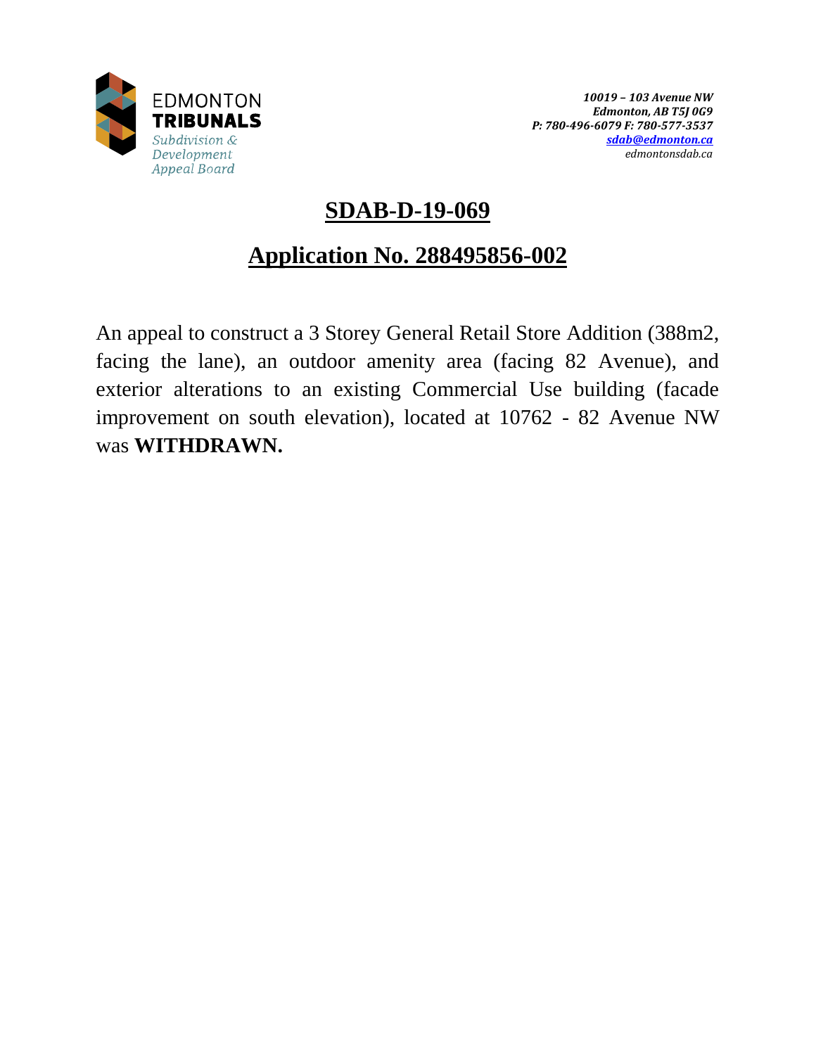EDMONTON
**TRIBUNALS**
*Subdivision & Development Appeal Board*

*10019 – 103 Avenue NW*
*Edmonton, AB T5J 0G9*
*P: 780-496-6079 F: 780-577-3537*
*sdab@edmonton.ca*
*edmontonsdab.ca*

# SDAB-D-19-069

## Application No. 288495856-002

An appeal to construct a 3 Storey General Retail Store Addition (388m2, facing the lane), an outdoor amenity area (facing 82 Avenue), and exterior alterations to an existing Commercial Use building (facade improvement on south elevation), located at 10762 - 82 Avenue NW was **WITHDRAWN.**